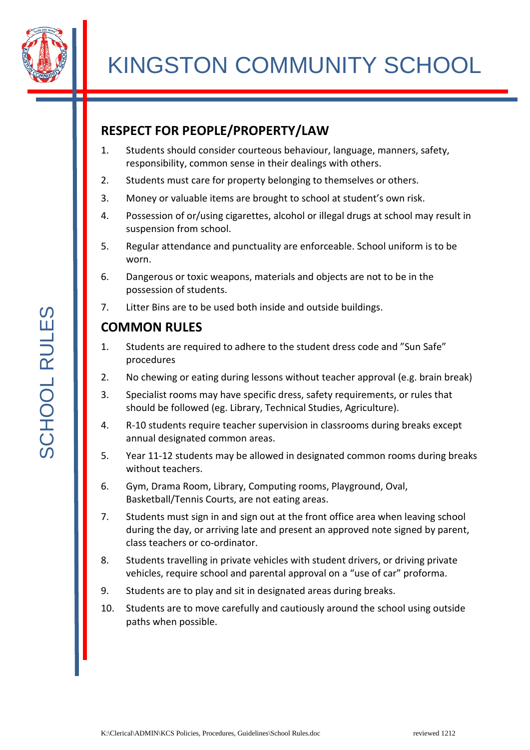# KINGSTON COMMUNITY SCHOOL

SCHOOL RULES

## RESPECT FOR PEOPLE/PROPERTY/LAW

1. Students should consider courteous behaviour, language, manners, safety, responsibility, common sense in their dealings with others.
2. Students must care for property belonging to themselves or others.
3. Money or valuable items are brought to school at student's own risk.
4. Possession of or/using cigarettes, alcohol or illegal drugs at school may result in suspension from school.
5. Regular attendance and punctuality are enforceable. School uniform is to be worn.
6. Dangerous or toxic weapons, materials and objects are not to be in the possession of students.
7. Litter Bins are to be used both inside and outside buildings.

## COMMON RULES

1. Students are required to adhere to the student dress code and "Sun Safe" procedures
2. No chewing or eating during lessons without teacher approval (e.g. brain break)
3. Specialist rooms may have specific dress, safety requirements, or rules that should be followed (eg. Library, Technical Studies, Agriculture).
4. R-10 students require teacher supervision in classrooms during breaks except annual designated common areas.
5. Year 11-12 students may be allowed in designated common rooms during breaks without teachers.
6. Gym, Drama Room, Library, Computing rooms, Playground, Oval, Basketball/Tennis Courts, are not eating areas.
7. Students must sign in and sign out at the front office area when leaving school during the day, or arriving late and present an approved note signed by parent, class teachers or co-ordinator.
8. Students travelling in private vehicles with student drivers, or driving private vehicles, require school and parental approval on a "use of car" proforma.
9. Students are to play and sit in designated areas during breaks.
10. Students are to move carefully and cautiously around the school using outside paths when possible.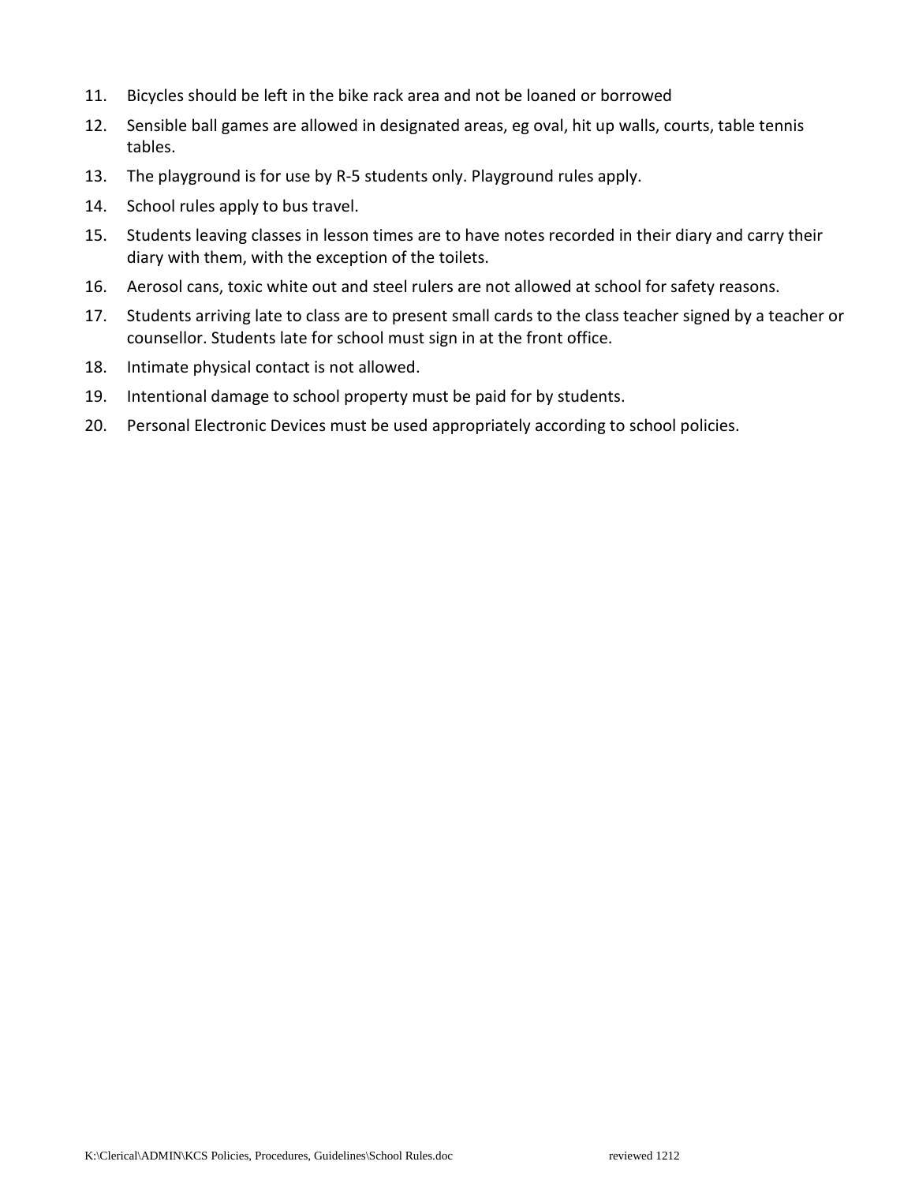11. Bicycles should be left in the bike rack area and not be loaned or borrowed
12. Sensible ball games are allowed in designated areas, eg oval, hit up walls, courts, table tennis tables.
13. The playground is for use by R-5 students only. Playground rules apply.
14. School rules apply to bus travel.
15. Students leaving classes in lesson times are to have notes recorded in their diary and carry their diary with them, with the exception of the toilets.
16. Aerosol cans, toxic white out and steel rulers are not allowed at school for safety reasons.
17. Students arriving late to class are to present small cards to the class teacher signed by a teacher or counsellor. Students late for school must sign in at the front office.
18. Intimate physical contact is not allowed.
19. Intentional damage to school property must be paid for by students.
20. Personal Electronic Devices must be used appropriately according to school policies.